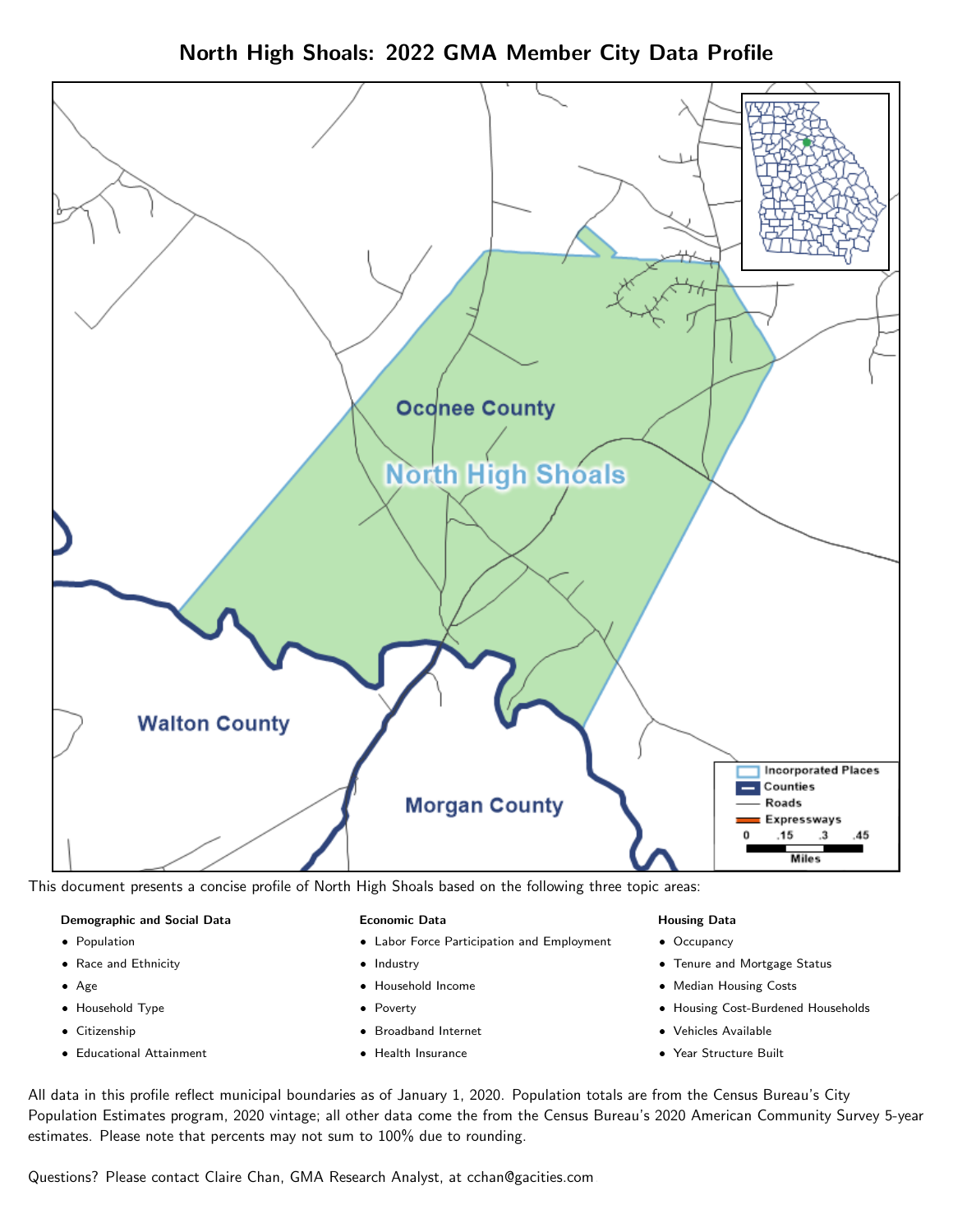# North High Shoals: 2022 GMA Member City Data Profile

This document presents a concise profile of North High Shoals based on the following three topic areas:

**Demographic and Social Data**

- Population
- Race and Ethnicity
- Age
- Household Type
- Citizenship
- Educational Attainment

**Economic Data**

- Labor Force Participation and Employment
- Industry
- Household Income
- Poverty
- Broadband Internet
- Health Insurance

**Housing Data**

- Occupancy
- Tenure and Mortgage Status
- Median Housing Costs
- Housing Cost-Burdened Households
- Vehicles Available
- Year Structure Built

All data in this profile reflect municipal boundaries as of January 1, 2020. Population totals are from the Census Bureau's City Population Estimates program, 2020 vintage; all other data come the from the Census Bureau's 2020 American Community Survey 5-year estimates. Please note that percents may not sum to 100% due to rounding.

Questions? Please contact Claire Chan, GMA Research Analyst, at cchan@gacities.com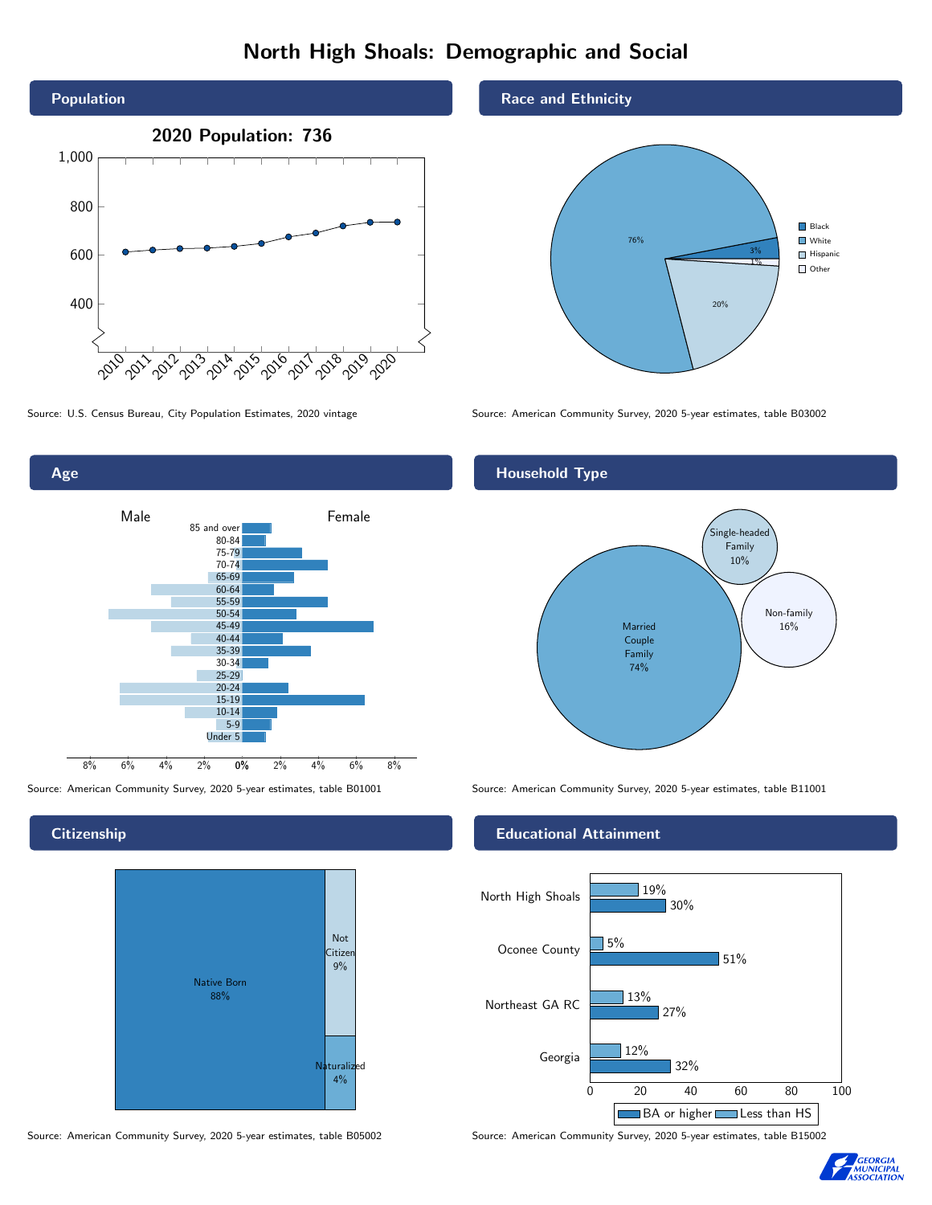# North High Shoals: Demographic and Social

## Population

2020 Population: 736

Source: U.S. Census Bureau, City Population Estimates, 2020 vintage

## Race and Ethnicity

| Group | Percent |
| --- | --- |
| Black | 3% |
| White | 76% |
| Hispanic | 20% |
| Other | 1% |

Source: American Community Survey, 2020 5-year estimates, table B03002

## Age

Source: American Community Survey, 2020 5-year estimates, table B01001

## Household Type

| Household Type | Percent |
| --- | --- |
| Married Couple Family | 74% |
| Single-headed Family | 10% |
| Non-family | 16% |

Source: American Community Survey, 2020 5-year estimates, table B11001

## Citizenship

| Status | Percent |
| --- | --- |
| Native Born | 88% |
| Not Citizen | 9% |
| Naturalized | 4% |

Source: American Community Survey, 2020 5-year estimates, table B05002

## Educational Attainment

| Area | Less than HS | BA or higher |
| --- | --- | --- |
| North High Shoals | 19% | 30% |
| Oconee County | 5% | 51% |
| Northeast GA RC | 13% | 27% |
| Georgia | 12% | 32% |

Source: American Community Survey, 2020 5-year estimates, table B15002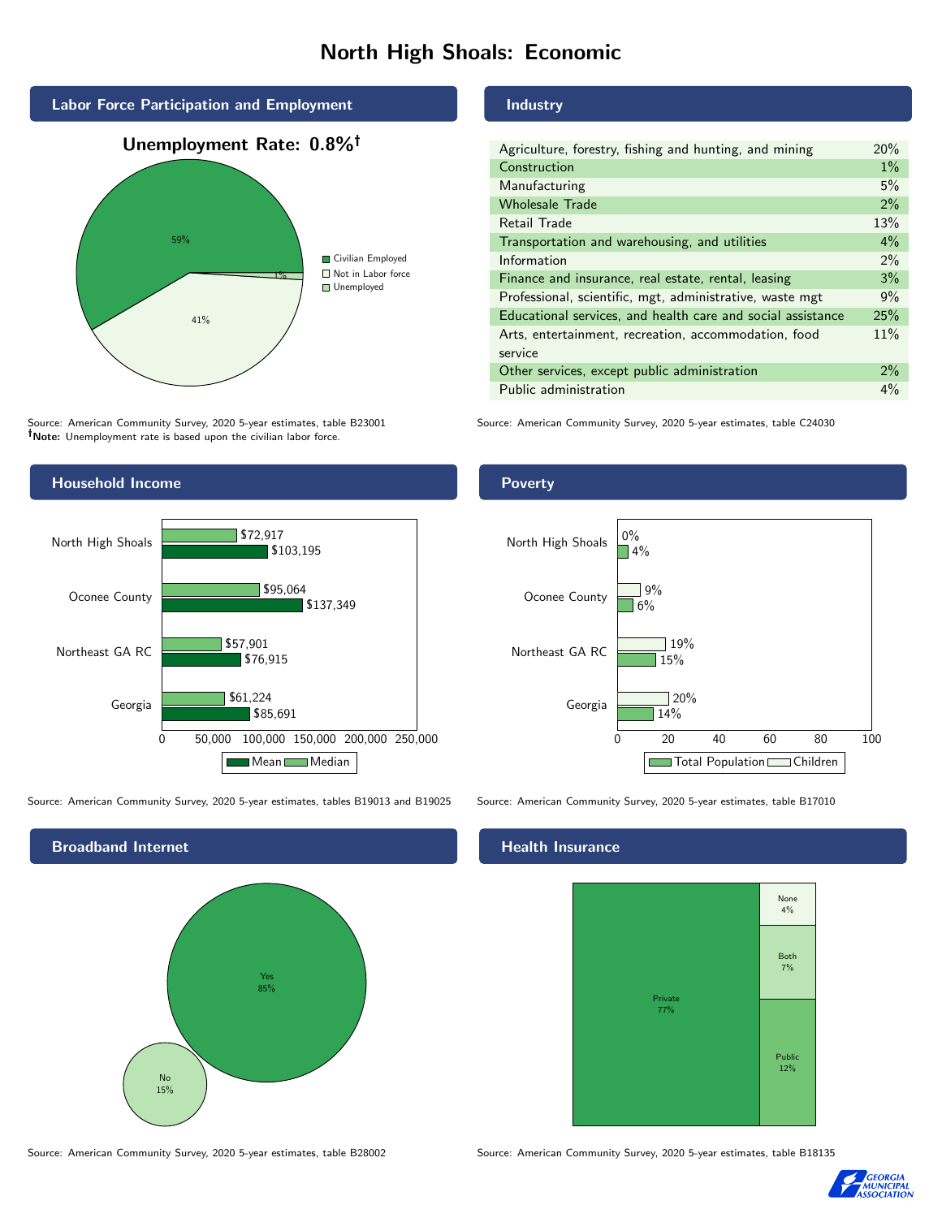# North High Shoals: Economic

## Labor Force Participation and Employment

**Unemployment Rate: 0.8%†**

| Category | Percent |
|---|---|
| Civilian Employed | 59% |
| Not in Labor force | 41% |
| Unemployed | 1% |

Source: American Community Survey, 2020 5-year estimates, table B23001
**†Note:** Unemployment rate is based upon the civilian labor force.

## Industry

| Industry | Percent |
|---|---|
| Agriculture, forestry, fishing and hunting, and mining | 20% |
| Construction | 1% |
| Manufacturing | 5% |
| Wholesale Trade | 2% |
| Retail Trade | 13% |
| Transportation and warehousing, and utilities | 4% |
| Information | 2% |
| Finance and insurance, real estate, rental, leasing | 3% |
| Professional, scientific, mgt, administrative, waste mgt | 9% |
| Educational services, and health care and social assistance | 25% |
| Arts, entertainment, recreation, accommodation, food service | 11% |
| Other services, except public administration | 2% |
| Public administration | 4% |

Source: American Community Survey, 2020 5-year estimates, table C24030

## Household Income

| Area | Median | Mean |
|---|---|---|
| North High Shoals | $72,917 | $103,195 |
| Oconee County | $95,064 | $137,349 |
| Northeast GA RC | $57,901 | $76,915 |
| Georgia | $61,224 | $85,691 |

Source: American Community Survey, 2020 5-year estimates, tables B19013 and B19025

## Poverty

| Area | Children | Total Population |
|---|---|---|
| North High Shoals | 0% | 4% |
| Oconee County | 9% | 6% |
| Northeast GA RC | 19% | 15% |
| Georgia | 20% | 14% |

Source: American Community Survey, 2020 5-year estimates, table B17010

## Broadband Internet

| Response | Percent |
|---|---|
| Yes | 85% |
| No | 15% |

Source: American Community Survey, 2020 5-year estimates, table B28002

## Health Insurance

| Type | Percent |
|---|---|
| Private | 77% |
| Public | 12% |
| Both | 7% |
| None | 4% |

Source: American Community Survey, 2020 5-year estimates, table B18135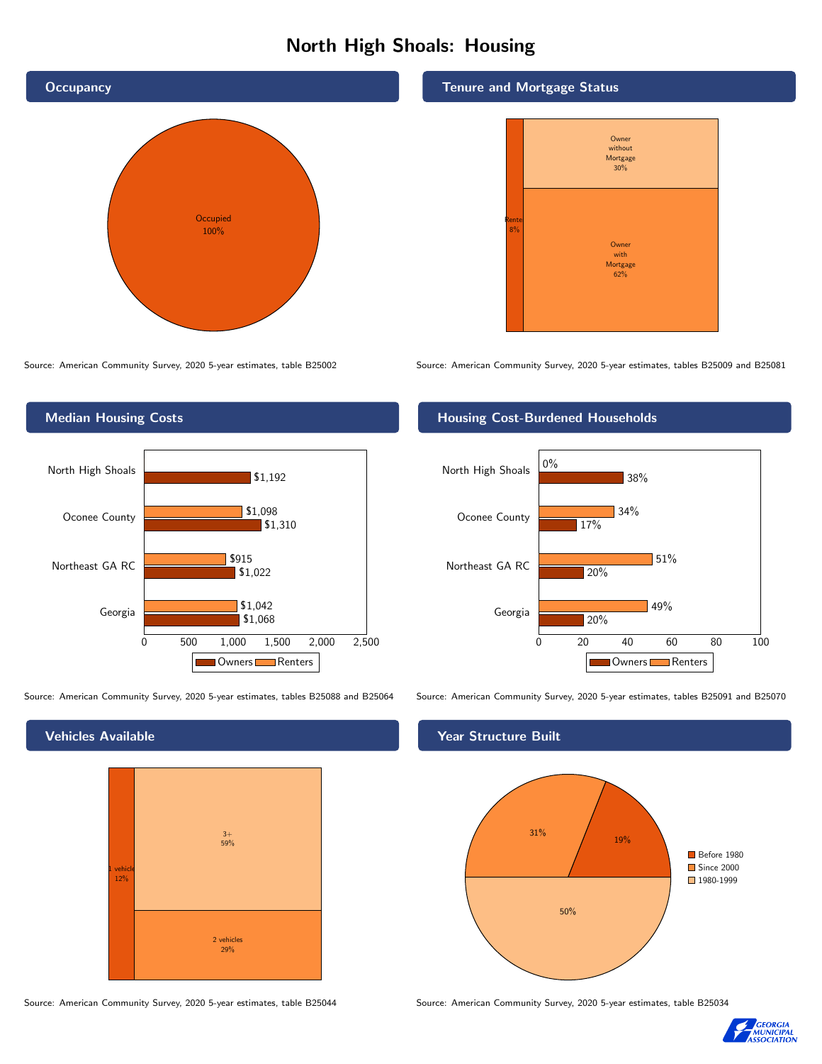# North High Shoals: Housing

## Occupancy

Occupied
100%

Source: American Community Survey, 2020 5-year estimates, table B25002

## Tenure and Mortgage Status

Renter
8%

Owner without Mortgage
30%

Owner with Mortgage
62%

Source: American Community Survey, 2020 5-year estimates, tables B25009 and B25081

## Median Housing Costs

North High Shoals
$1,192

Oconee County
$1,098
$1,310

Northeast GA RC
$915
$1,022

Georgia
$1,042
$1,068

0 500 1,000 1,500 2,000 2,500

Owners Renters

Source: American Community Survey, 2020 5-year estimates, tables B25088 and B25064

## Housing Cost-Burdened Households

North High Shoals
0%
38%

Oconee County
34%
17%

Northeast GA RC
51%
20%

Georgia
49%
20%

0 20 40 60 80 100

Owners Renters

Source: American Community Survey, 2020 5-year estimates, tables B25091 and B25070

## Vehicles Available

1 vehicle
12%

3+
59%

2 vehicles
29%

Source: American Community Survey, 2020 5-year estimates, table B25044

## Year Structure Built

19%
31%
50%

Before 1980
Since 2000
1980-1999

Source: American Community Survey, 2020 5-year estimates, table B25034